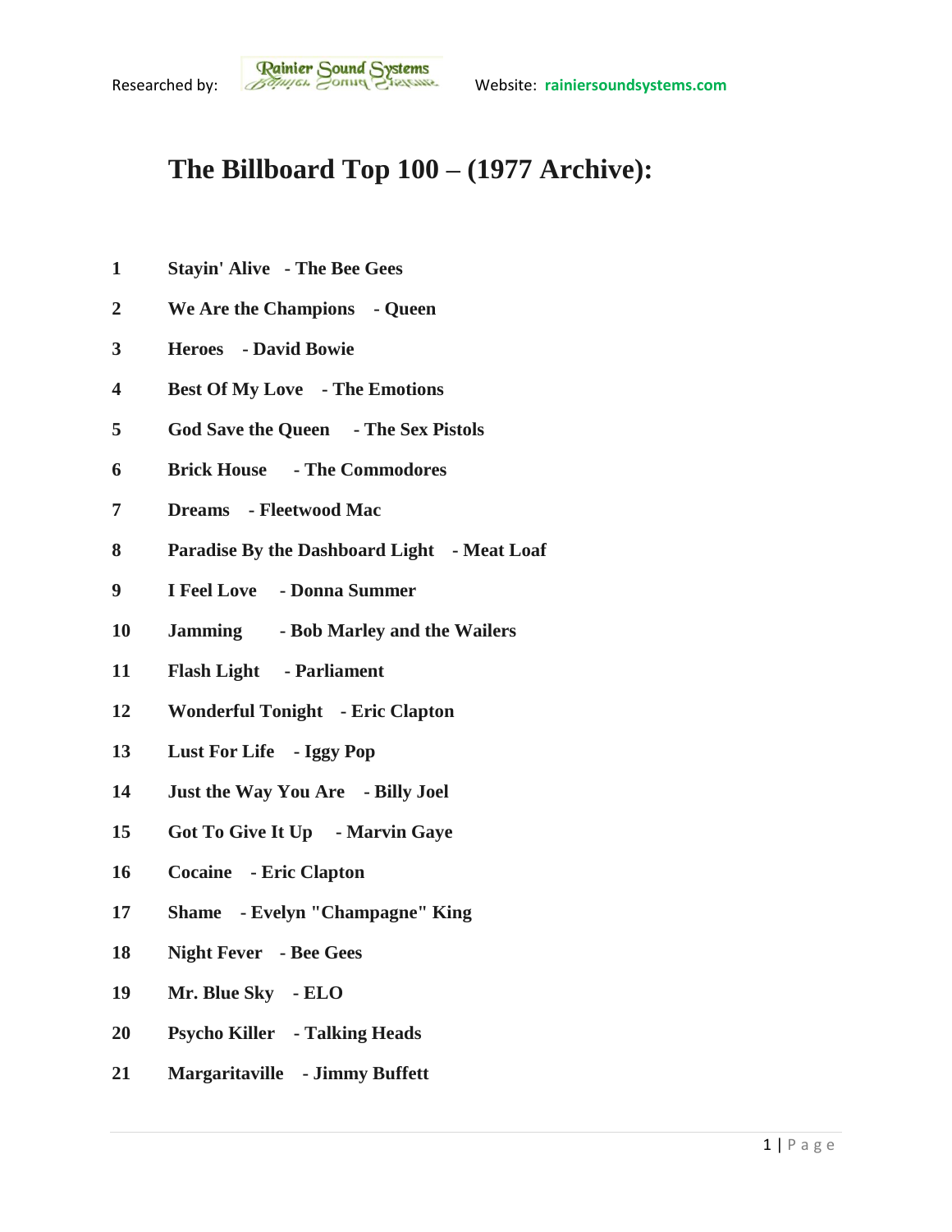Researched by: Rainier Sound Systems Website: rainiersoundsystems.com

# The Billboard Top 100 – (1977 Archive):

**1** **Stayin' Alive - The Bee Gees**

**2** **We Are the Champions - Queen**

**3** **Heroes - David Bowie**

**4** **Best Of My Love - The Emotions**

**5** **God Save the Queen - The Sex Pistols**

**6** **Brick House - The Commodores**

**7** **Dreams - Fleetwood Mac**

**8** **Paradise By the Dashboard Light - Meat Loaf**

**9** **I Feel Love - Donna Summer**

**10** **Jamming - Bob Marley and the Wailers**

**11** **Flash Light - Parliament**

**12** **Wonderful Tonight - Eric Clapton**

**13** **Lust For Life - Iggy Pop**

**14** **Just the Way You Are - Billy Joel**

**15** **Got To Give It Up - Marvin Gaye**

**16** **Cocaine - Eric Clapton**

**17** **Shame - Evelyn "Champagne" King**

**18** **Night Fever - Bee Gees**

**19** **Mr. Blue Sky - ELO**

**20** **Psycho Killer - Talking Heads**

**21** **Margaritaville - Jimmy Buffett**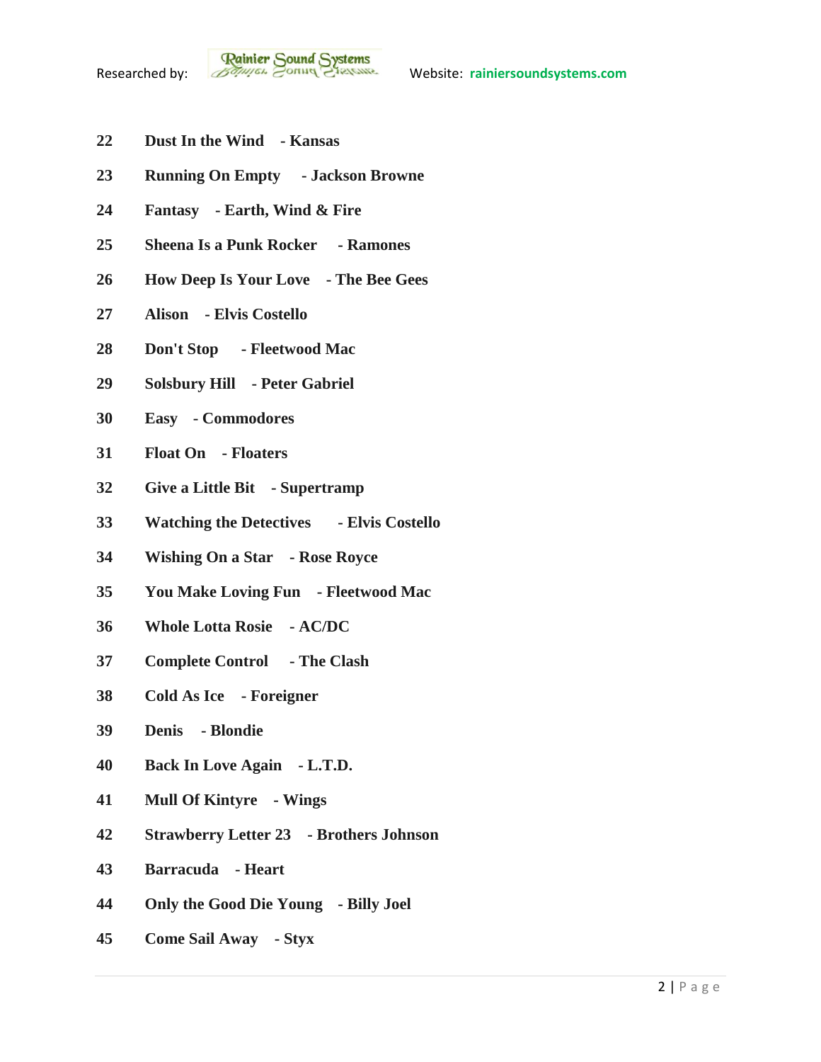22 **Dust In the Wind - Kansas**

23 **Running On Empty - Jackson Browne**

24 **Fantasy - Earth, Wind & Fire**

25 **Sheena Is a Punk Rocker - Ramones**

26 **How Deep Is Your Love - The Bee Gees**

27 **Alison - Elvis Costello**

28 **Don't Stop - Fleetwood Mac**

29 **Solsbury Hill - Peter Gabriel**

30 **Easy - Commodores**

31 **Float On - Floaters**

32 **Give a Little Bit - Supertramp**

33 **Watching the Detectives - Elvis Costello**

34 **Wishing On a Star - Rose Royce**

35 **You Make Loving Fun - Fleetwood Mac**

36 **Whole Lotta Rosie - AC/DC**

37 **Complete Control - The Clash**

38 **Cold As Ice - Foreigner**

39 **Denis - Blondie**

40 **Back In Love Again - L.T.D.**

41 **Mull Of Kintyre - Wings**

42 **Strawberry Letter 23 - Brothers Johnson**

43 **Barracuda - Heart**

44 **Only the Good Die Young - Billy Joel**

45 **Come Sail Away - Styx**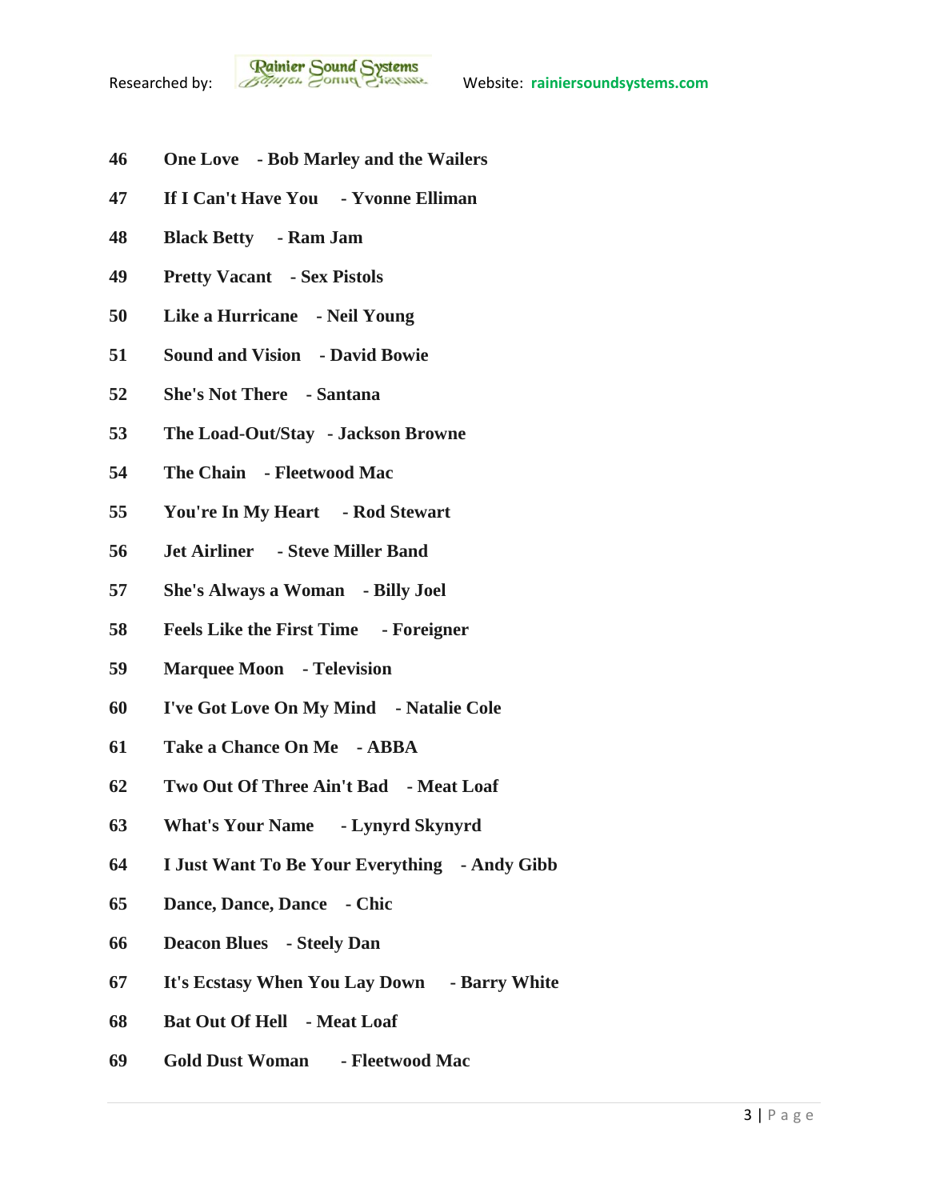**46 One Love - Bob Marley and the Wailers**

**47 If I Can't Have You - Yvonne Elliman**

**48 Black Betty - Ram Jam**

**49 Pretty Vacant - Sex Pistols**

**50 Like a Hurricane - Neil Young**

**51 Sound and Vision - David Bowie**

**52 She's Not There - Santana**

**53 The Load-Out/Stay - Jackson Browne**

**54 The Chain - Fleetwood Mac**

**55 You're In My Heart - Rod Stewart**

**56 Jet Airliner - Steve Miller Band**

**57 She's Always a Woman - Billy Joel**

**58 Feels Like the First Time - Foreigner**

**59 Marquee Moon - Television**

**60 I've Got Love On My Mind - Natalie Cole**

**61 Take a Chance On Me - ABBA**

**62 Two Out Of Three Ain't Bad - Meat Loaf**

**63 What's Your Name - Lynyrd Skynyrd**

**64 I Just Want To Be Your Everything - Andy Gibb**

**65 Dance, Dance, Dance - Chic**

**66 Deacon Blues - Steely Dan**

**67 It's Ecstasy When You Lay Down - Barry White**

**68 Bat Out Of Hell - Meat Loaf**

**69 Gold Dust Woman - Fleetwood Mac**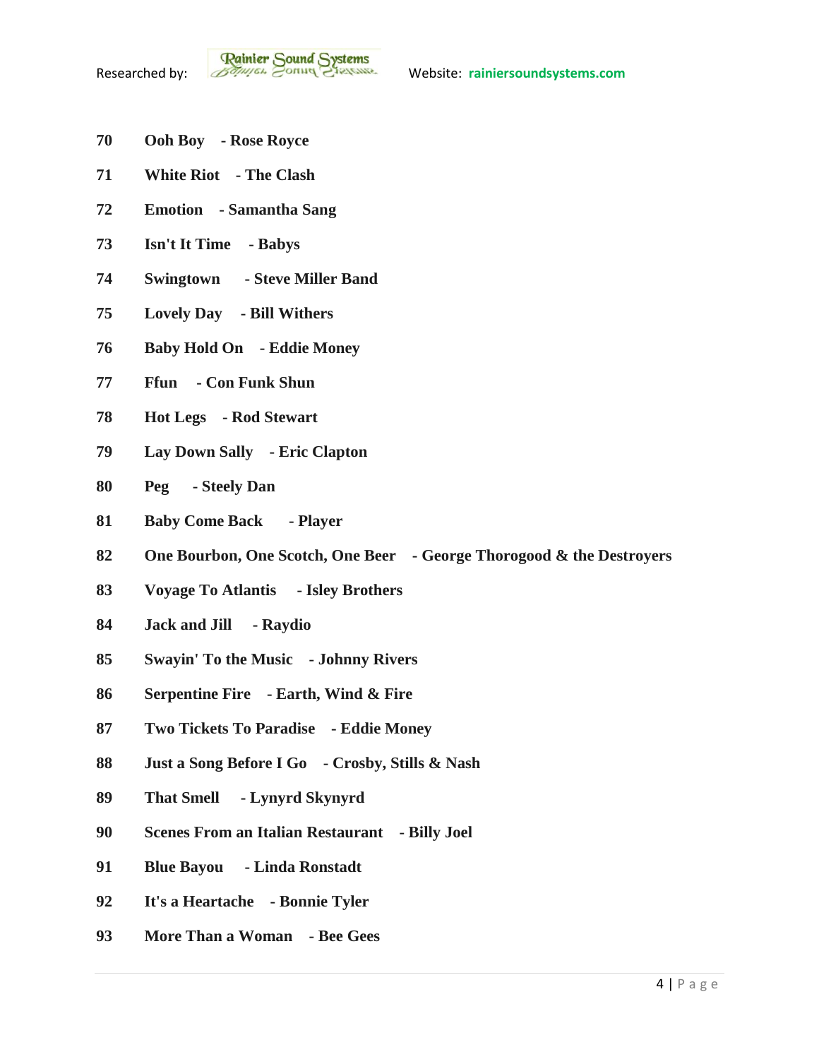**70 Ooh Boy - Rose Royce**

**71 White Riot - The Clash**

**72 Emotion - Samantha Sang**

**73 Isn't It Time - Babys**

**74 Swingtown - Steve Miller Band**

**75 Lovely Day - Bill Withers**

**76 Baby Hold On - Eddie Money**

**77 Ffun - Con Funk Shun**

**78 Hot Legs - Rod Stewart**

**79 Lay Down Sally - Eric Clapton**

**80 Peg - Steely Dan**

**81 Baby Come Back - Player**

**82 One Bourbon, One Scotch, One Beer - George Thorogood & the Destroyers**

**83 Voyage To Atlantis - Isley Brothers**

**84 Jack and Jill - Raydio**

**85 Swayin' To the Music - Johnny Rivers**

**86 Serpentine Fire - Earth, Wind & Fire**

**87 Two Tickets To Paradise - Eddie Money**

**88 Just a Song Before I Go - Crosby, Stills & Nash**

**89 That Smell - Lynyrd Skynyrd**

**90 Scenes From an Italian Restaurant - Billy Joel**

**91 Blue Bayou - Linda Ronstadt**

**92 It's a Heartache - Bonnie Tyler**

**93 More Than a Woman - Bee Gees**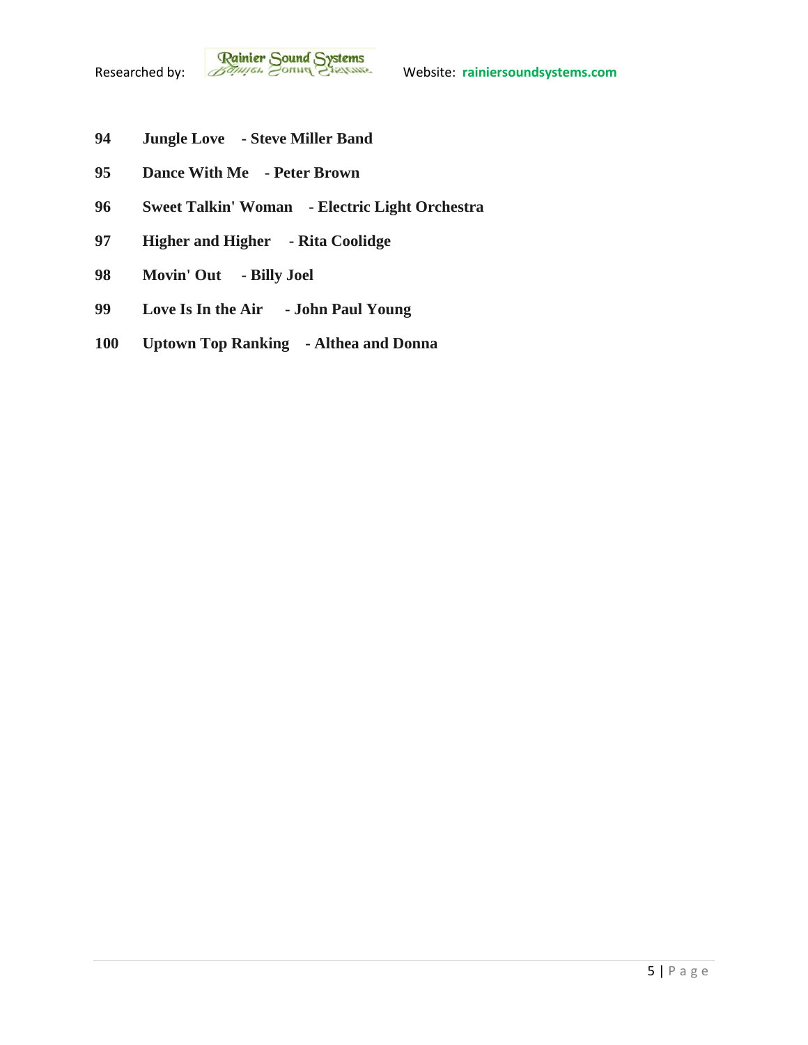94 **Jungle Love - Steve Miller Band**

95 **Dance With Me - Peter Brown**

96 **Sweet Talkin' Woman - Electric Light Orchestra**

97 **Higher and Higher - Rita Coolidge**

98 **Movin' Out - Billy Joel**

99 **Love Is In the Air - John Paul Young**

100 **Uptown Top Ranking - Althea and Donna**